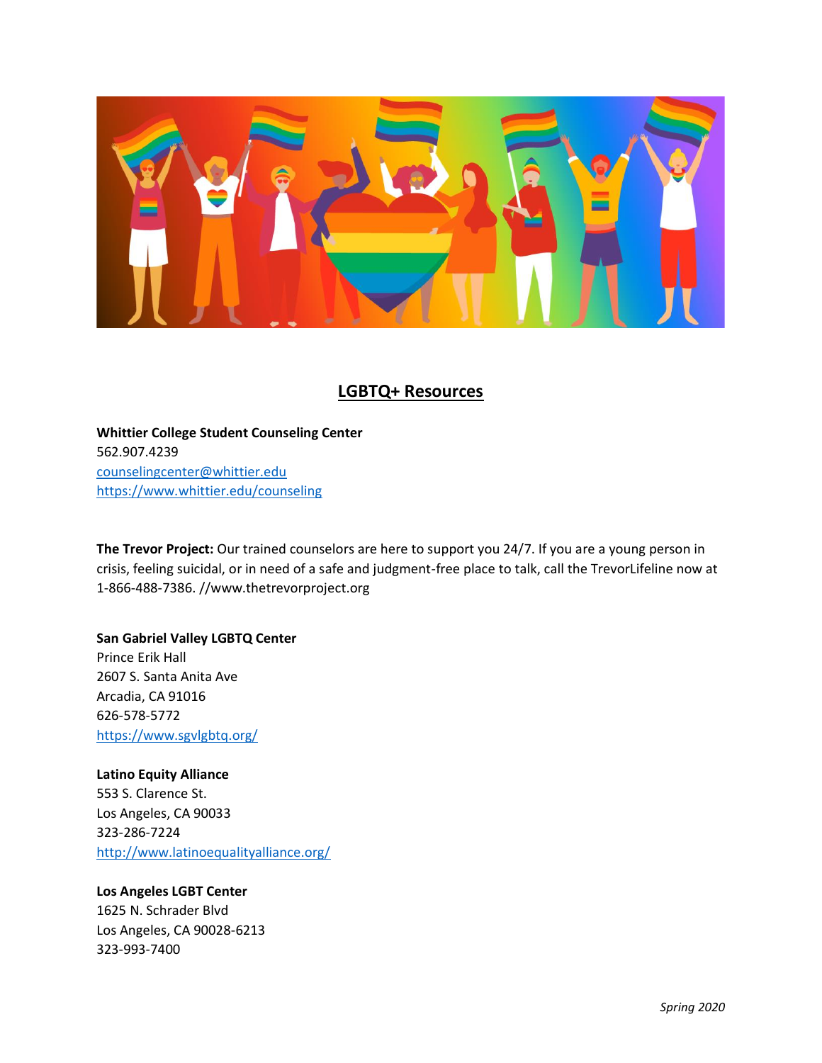## LGBTQ+ Resources

**Whittier College Student Counseling Center**
562.907.4239
counselingcenter@whittier.edu
https://www.whittier.edu/counseling

**The Trevor Project:** Our trained counselors are here to support you 24/7. If you are a young person in crisis, feeling suicidal, or in need of a safe and judgment-free place to talk, call the TrevorLifeline now at 1-866-488-7386. //www.thetrevorproject.org

**San Gabriel Valley LGBTQ Center**
Prince Erik Hall
2607 S. Santa Anita Ave
Arcadia, CA 91016
626-578-5772
https://www.sgvlgbtq.org/

**Latino Equity Alliance**
553 S. Clarence St.
Los Angeles, CA 90033
323-286-7224
http://www.latinoequalityalliance.org/

**Los Angeles LGBT Center**
1625 N. Schrader Blvd
Los Angeles, CA 90028-6213
323-993-7400

*Spring 2020*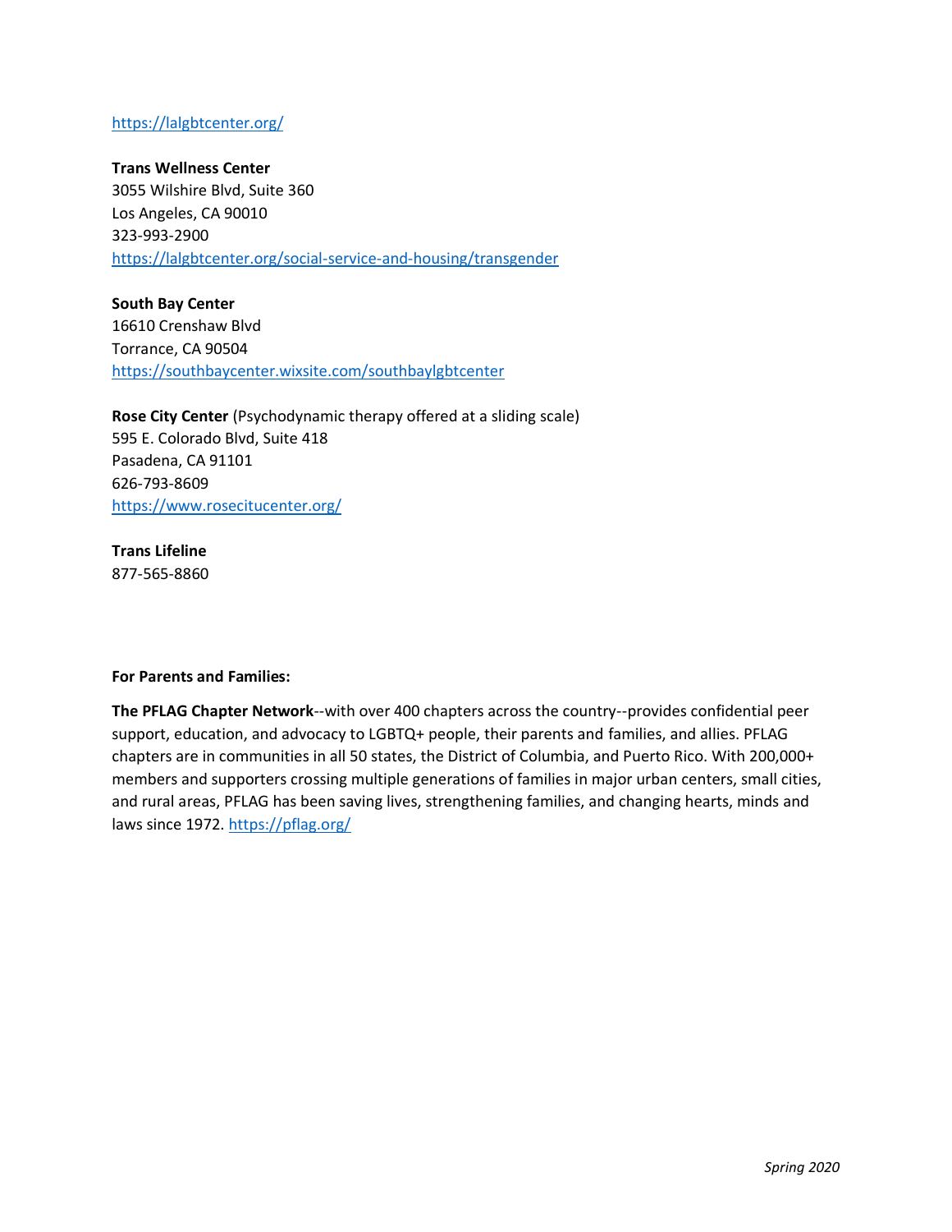https://lalgbtcenter.org/

**Trans Wellness Center**
3055 Wilshire Blvd, Suite 360
Los Angeles, CA 90010
323-993-2900
https://lalgbtcenter.org/social-service-and-housing/transgender

**South Bay Center**
16610 Crenshaw Blvd
Torrance, CA 90504
https://southbaycenter.wixsite.com/southbaylgbtcenter

**Rose City Center** (Psychodynamic therapy offered at a sliding scale)
595 E. Colorado Blvd, Suite 418
Pasadena, CA 91101
626-793-8609
https://www.rosecitucenter.org/

**Trans Lifeline**
877-565-8860

**For Parents and Families:**

**The PFLAG Chapter Network**--with over 400 chapters across the country--provides confidential peer support, education, and advocacy to LGBTQ+ people, their parents and families, and allies. PFLAG chapters are in communities in all 50 states, the District of Columbia, and Puerto Rico. With 200,000+ members and supporters crossing multiple generations of families in major urban centers, small cities, and rural areas, PFLAG has been saving lives, strengthening families, and changing hearts, minds and laws since 1972. https://pflag.org/

*Spring 2020*